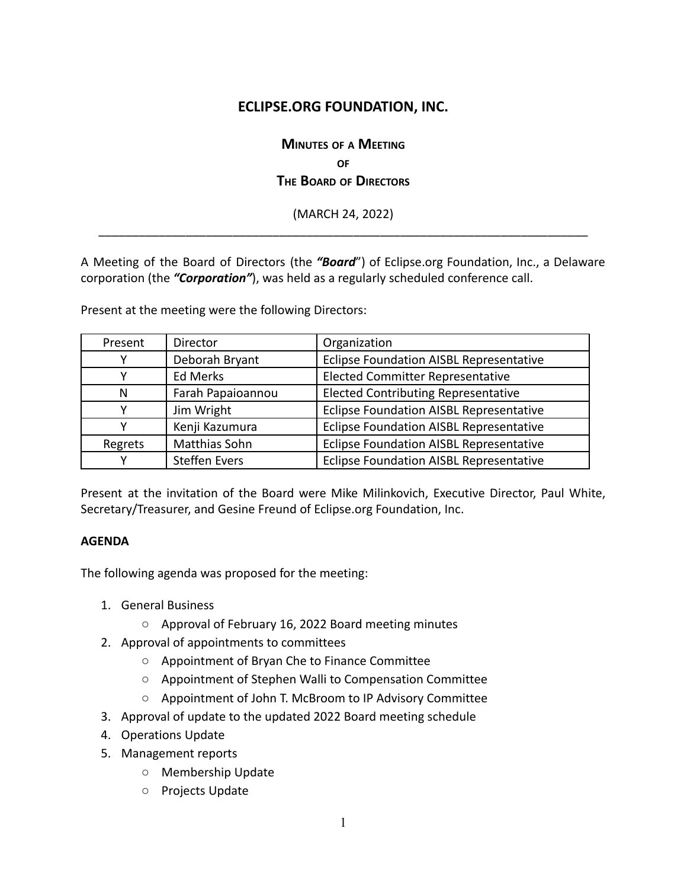# ECLIPSE.ORG FOUNDATION, INC.

## MINUTES OF A MEETING OF THE BOARD OF DIRECTORS

(MARCH 24, 2022)

---

A Meeting of the Board of Directors (the ***"Board"***) of Eclipse.org Foundation, Inc., a Delaware corporation (the ***"Corporation"***), was held as a regularly scheduled conference call.

Present at the meeting were the following Directors:

| Present | Director | Organization |
|---|---|---|
| Y | Deborah Bryant | Eclipse Foundation AISBL Representative |
| Y | Ed Merks | Elected Committer Representative |
| N | Farah Papaioannou | Elected Contributing Representative |
| Y | Jim Wright | Eclipse Foundation AISBL Representative |
| Y | Kenji Kazumura | Eclipse Foundation AISBL Representative |
| Regrets | Matthias Sohn | Eclipse Foundation AISBL Representative |
| Y | Steffen Evers | Eclipse Foundation AISBL Representative |

Present at the invitation of the Board were Mike Milinkovich, Executive Director, Paul White, Secretary/Treasurer, and Gesine Freund of Eclipse.org Foundation, Inc.

**AGENDA**

The following agenda was proposed for the meeting:

1. General Business
   - Approval of February 16, 2022 Board meeting minutes
2. Approval of appointments to committees
   - Appointment of Bryan Che to Finance Committee
   - Appointment of Stephen Walli to Compensation Committee
   - Appointment of John T. McBroom to IP Advisory Committee
3. Approval of update to the updated 2022 Board meeting schedule
4. Operations Update
5. Management reports
   - Membership Update
   - Projects Update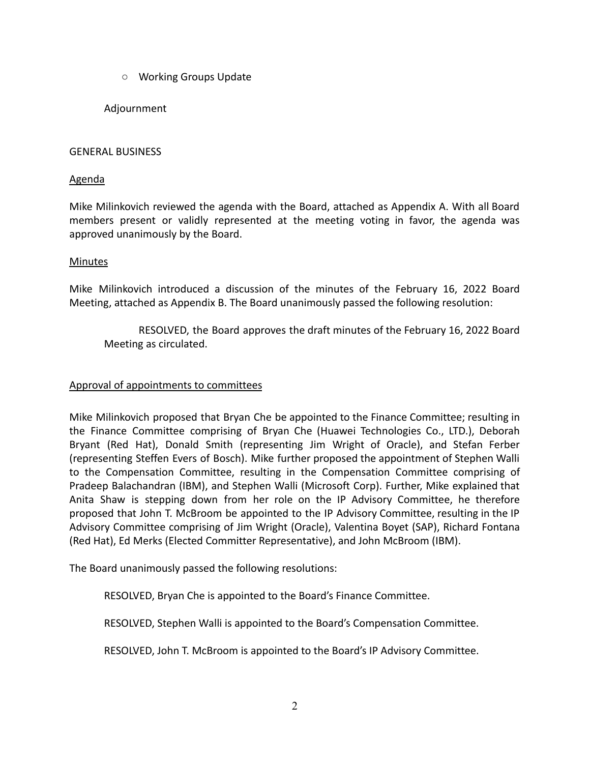- Working Groups Update

Adjournment

GENERAL BUSINESS

Agenda

Mike Milinkovich reviewed the agenda with the Board, attached as Appendix A. With all Board members present or validly represented at the meeting voting in favor, the agenda was approved unanimously by the Board.

Minutes

Mike Milinkovich introduced a discussion of the minutes of the February 16, 2022 Board Meeting, attached as Appendix B. The Board unanimously passed the following resolution:

> RESOLVED, the Board approves the draft minutes of the February 16, 2022 Board Meeting as circulated.

Approval of appointments to committees

Mike Milinkovich proposed that Bryan Che be appointed to the Finance Committee; resulting in the Finance Committee comprising of Bryan Che (Huawei Technologies Co., LTD.), Deborah Bryant (Red Hat), Donald Smith (representing Jim Wright of Oracle), and Stefan Ferber (representing Steffen Evers of Bosch). Mike further proposed the appointment of Stephen Walli to the Compensation Committee, resulting in the Compensation Committee comprising of Pradeep Balachandran (IBM), and Stephen Walli (Microsoft Corp). Further, Mike explained that Anita Shaw is stepping down from her role on the IP Advisory Committee, he therefore proposed that John T. McBroom be appointed to the IP Advisory Committee, resulting in the IP Advisory Committee comprising of Jim Wright (Oracle), Valentina Boyet (SAP), Richard Fontana (Red Hat), Ed Merks (Elected Committer Representative), and John McBroom (IBM).

The Board unanimously passed the following resolutions:

> RESOLVED, Bryan Che is appointed to the Board's Finance Committee.
>
> RESOLVED, Stephen Walli is appointed to the Board's Compensation Committee.
>
> RESOLVED, John T. McBroom is appointed to the Board's IP Advisory Committee.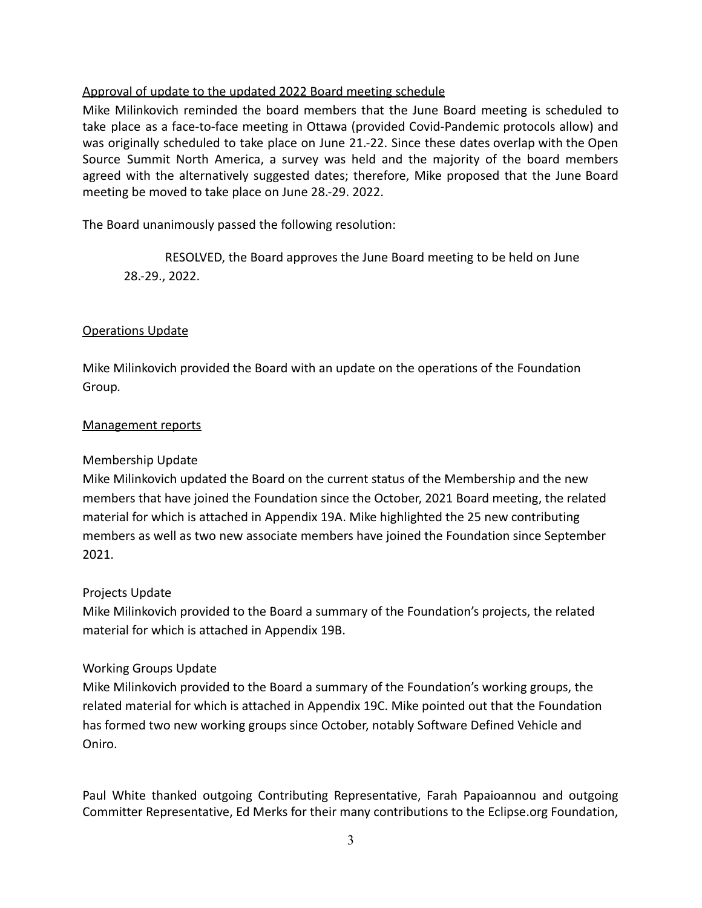Approval of update to the updated 2022 Board meeting schedule

Mike Milinkovich reminded the board members that the June Board meeting is scheduled to take place as a face-to-face meeting in Ottawa (provided Covid-Pandemic protocols allow) and was originally scheduled to take place on June 21.-22. Since these dates overlap with the Open Source Summit North America, a survey was held and the majority of the board members agreed with the alternatively suggested dates; therefore, Mike proposed that the June Board meeting be moved to take place on June 28.-29. 2022.

The Board unanimously passed the following resolution:

> RESOLVED, the Board approves the June Board meeting to be held on June 28.-29., 2022.

Operations Update

Mike Milinkovich provided the Board with an update on the operations of the Foundation Group.

Management reports

Membership Update

Mike Milinkovich updated the Board on the current status of the Membership and the new members that have joined the Foundation since the October, 2021 Board meeting, the related material for which is attached in Appendix 19A. Mike highlighted the 25 new contributing members as well as two new associate members have joined the Foundation since September 2021.

Projects Update

Mike Milinkovich provided to the Board a summary of the Foundation's projects, the related material for which is attached in Appendix 19B.

Working Groups Update

Mike Milinkovich provided to the Board a summary of the Foundation's working groups, the related material for which is attached in Appendix 19C. Mike pointed out that the Foundation has formed two new working groups since October, notably Software Defined Vehicle and Oniro.

Paul White thanked outgoing Contributing Representative, Farah Papaioannou and outgoing Committer Representative, Ed Merks for their many contributions to the Eclipse.org Foundation,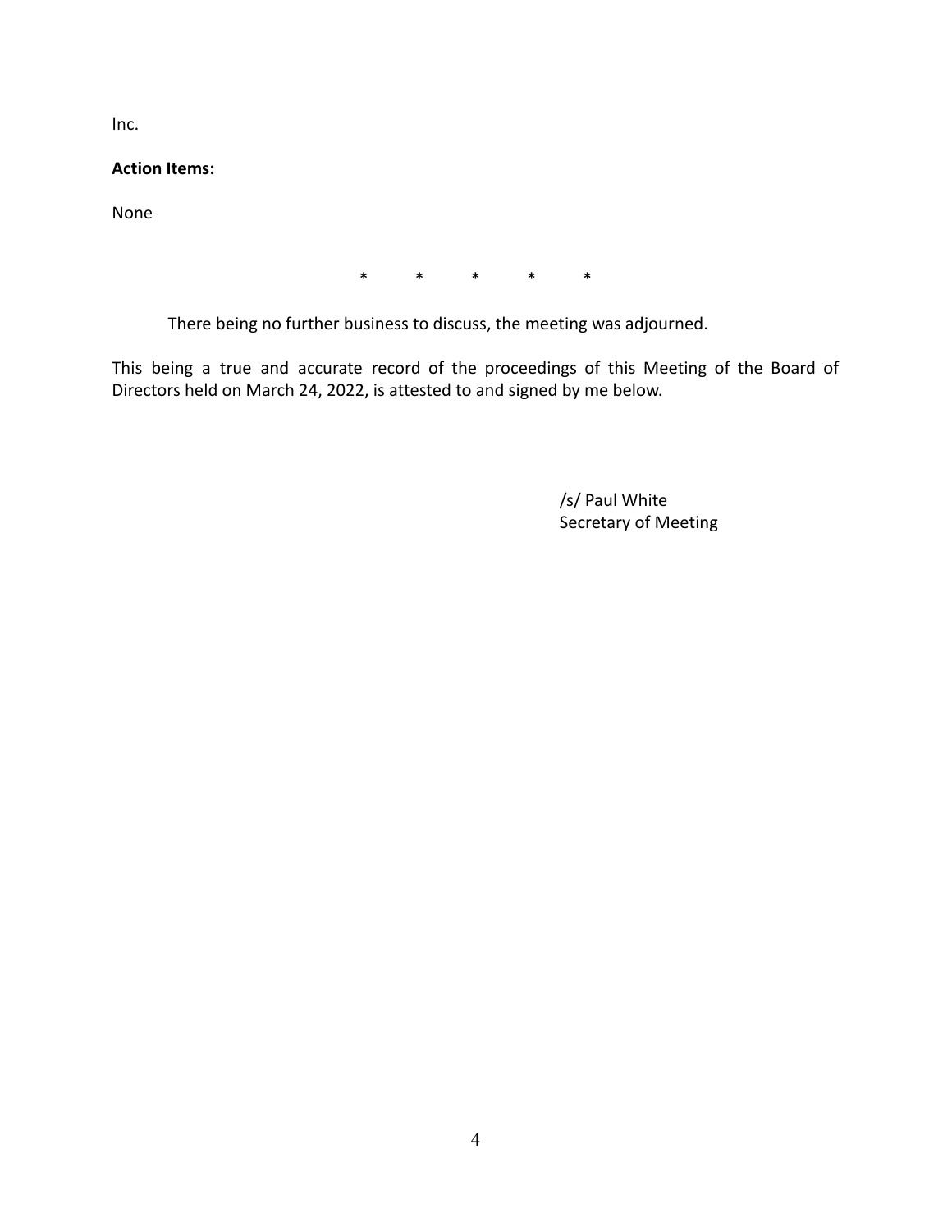Inc.

**Action Items:**

None

\*     \*     \*     \*     \*

There being no further business to discuss, the meeting was adjourned.

This being a true and accurate record of the proceedings of this Meeting of the Board of Directors held on March 24, 2022, is attested to and signed by me below.

/s/ Paul White
Secretary of Meeting